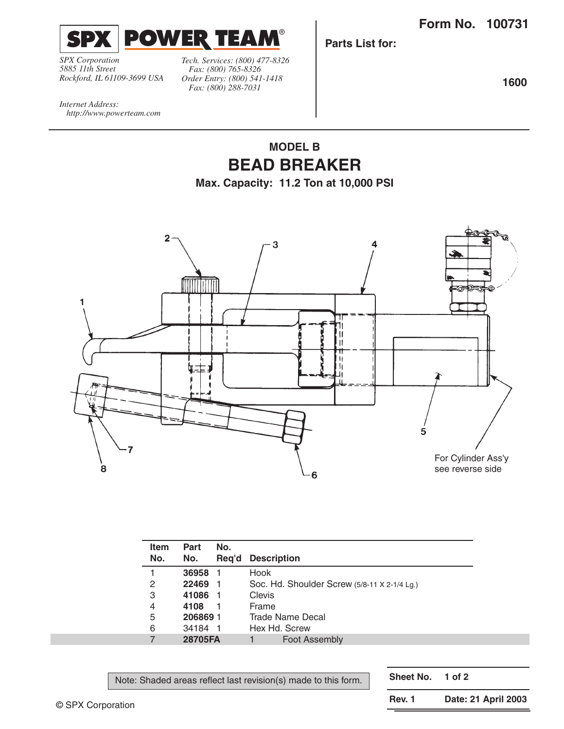SPX POWER TEAM®

*SPX Corporation*
*5885 11th Street*
*Rockford, IL 61109-3699 USA*

*Tech. Services: (800) 477-8326*
*Fax: (800) 765-8326*
*Order Entry: (800) 541-1418*
*Fax: (800) 288-7031*

*Internet Address:*
*http://www.powerteam.com*

**Form No. 100731**

**Parts List for:**

**1600**

## MODEL B
# BEAD BREAKER
### Max. Capacity: 11.2 Ton at 10,000 PSI

1
2
3
4
5
6
7
8

For Cylinder Ass'y
see reverse side

| Item No. | Part No. | No. Req'd | Description |
|---|---|---|---|
| 1 | **36958** | 1 | Hook |
| 2 | **22469** | 1 | Soc. Hd. Shoulder Screw (5/8-11 X 2-1/4 Lg.) |
| 3 | **41086** | 1 | Clevis |
| 4 | **4108** | 1 | Frame |
| 5 | **206869** | 1 | Trade Name Decal |
| 6 | 34184 | 1 | Hex Hd. Screw |
| 7 | **28705FA** | 1 | Foot Assembly |

Note: Shaded areas reflect last revision(s) made to this form.

| Sheet No. | 1 of 2 |
|---|---|
| Rev. 1 | Date: 21 April 2003 |

© SPX Corporation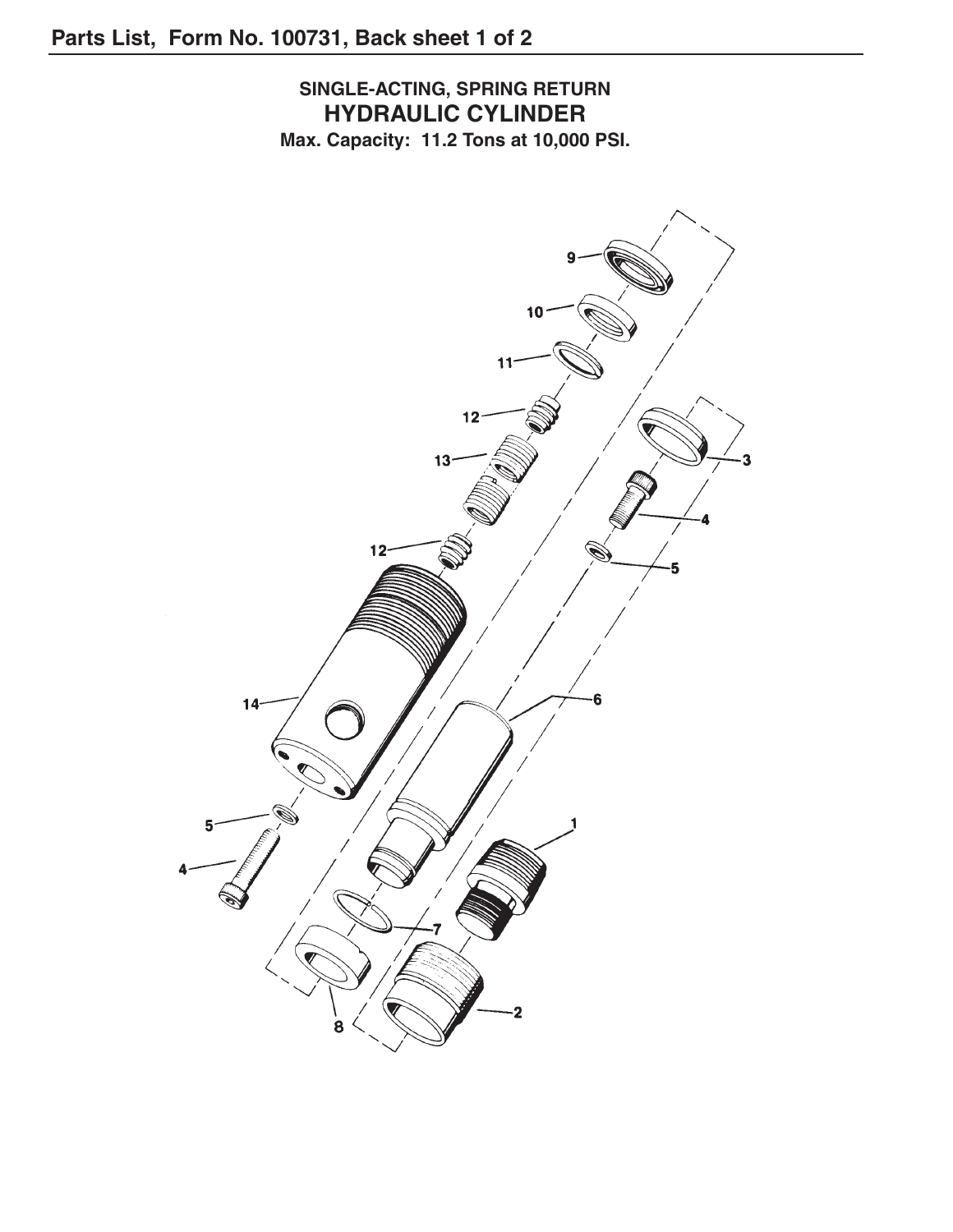Parts List, Form No. 100731, Back sheet 1 of 2

**SINGLE-ACTING, SPRING RETURN**

## HYDRAULIC CYLINDER

**Max. Capacity: 11.2 Tons at 10,000 PSI.**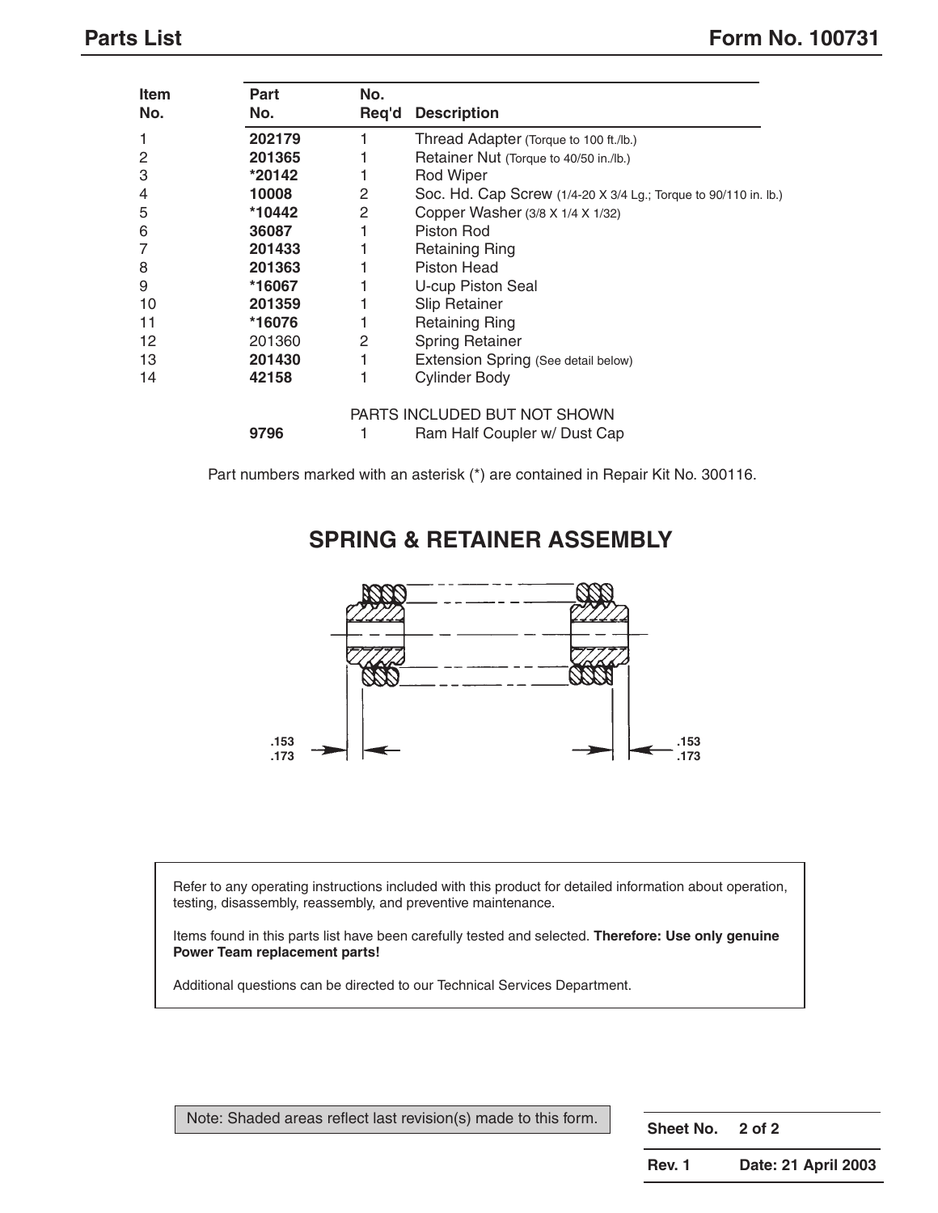| Item No. | Part No. | No. Req'd | Description |
|---|---|---|---|
| 1 | **202179** | 1 | Thread Adapter (Torque to 100 ft./lb.) |
| 2 | **201365** | 1 | Retainer Nut (Torque to 40/50 in./lb.) |
| 3 | ***20142** | 1 | Rod Wiper |
| 4 | **10008** | 2 | Soc. Hd. Cap Screw (1/4-20 X 3/4 Lg.; Torque to 90/110 in. lb.) |
| 5 | ***10442** | 2 | Copper Washer (3/8 X 1/4 X 1/32) |
| 6 | **36087** | 1 | Piston Rod |
| 7 | **201433** | 1 | Retaining Ring |
| 8 | **201363** | 1 | Piston Head |
| 9 | ***16067** | 1 | U-cup Piston Seal |
| 10 | **201359** | 1 | Slip Retainer |
| 11 | ***16076** | 1 | Retaining Ring |
| 12 | 201360 | 2 | Spring Retainer |
| 13 | **201430** | 1 | Extension Spring (See detail below) |
| 14 | **42158** | 1 | Cylinder Body |
| | | | PARTS INCLUDED BUT NOT SHOWN |
| | **9796** | 1 | Ram Half Coupler w/ Dust Cap |

Part numbers marked with an asterisk (*) are contained in Repair Kit No. 300116.

## SPRING & RETAINER ASSEMBLY

.153
.173

.153
.173

Refer to any operating instructions included with this product for detailed information about operation, testing, disassembly, reassembly, and preventive maintenance.

Items found in this parts list have been carefully tested and selected. **Therefore: Use only genuine Power Team replacement parts!**

Additional questions can be directed to our Technical Services Department.

Note: Shaded areas reflect last revision(s) made to this form.

**Rev. 1** **Date: 21 April 2003**